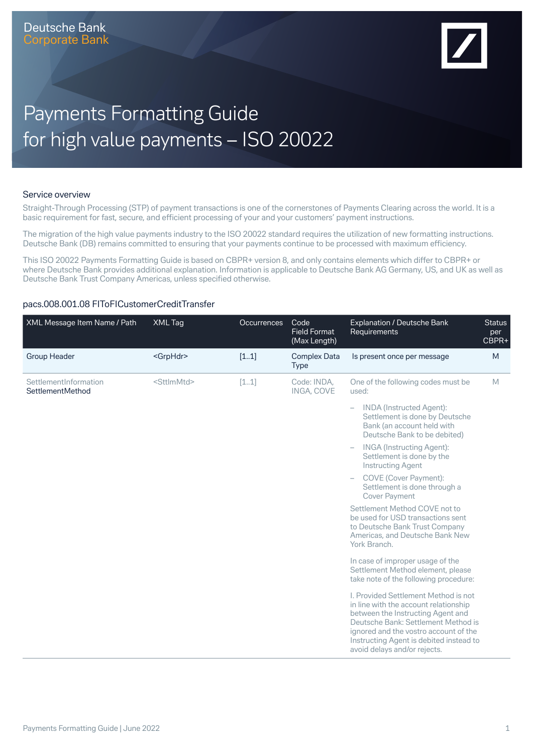Deutsche Bank
Corporate Bank

# Payments Formatting Guide for high value payments – ISO 20022

## Service overview

Straight-Through Processing (STP) of payment transactions is one of the cornerstones of Payments Clearing across the world. It is a basic requirement for fast, secure, and efficient processing of your and your customers' payment instructions.

The migration of the high value payments industry to the ISO 20022 standard requires the utilization of new formatting instructions. Deutsche Bank (DB) remains committed to ensuring that your payments continue to be processed with maximum efficiency.

This ISO 20022 Payments Formatting Guide is based on CBPR+ version 8, and only contains elements which differ to CBPR+ or where Deutsche Bank provides additional explanation. Information is applicable to Deutsche Bank AG Germany, US, and UK as well as Deutsche Bank Trust Company Americas, unless specified otherwise.

## pacs.008.001.08 FIToFICustomerCreditTransfer

| XML Message Item Name / Path | XML Tag | Occurrences | Code Field Format (Max Length) | Explanation / Deutsche Bank Requirements | Status per CBPR+ |
|---|---|---|---|---|---|
| Group Header | <GrpHdr> | [1..1] | Complex Data Type | Is present once per message | M |
| SettlementInformation SettlementMethod | <SttlmMtd> | [1..1] | Code: INDA, INGA, COVE | One of the following codes must be used:<br>– INDA (Instructed Agent): Settlement is done by Deutsche Bank (an account held with Deutsche Bank to be debited)<br>– INGA (Instructing Agent): Settlement is done by the Instructing Agent<br>– COVE (Cover Payment): Settlement is done through a Cover Payment<br><br>Settlement Method COVE not to be used for USD transactions sent to Deutsche Bank Trust Company Americas, and Deutsche Bank New York Branch.<br><br>In case of improper usage of the Settlement Method element, please take note of the following procedure:<br><br>I. Provided Settlement Method is not in line with the account relationship between the Instructing Agent and Deutsche Bank: Settlement Method is ignored and the vostro account of the Instructing Agent is debited instead to avoid delays and/or rejects. | M |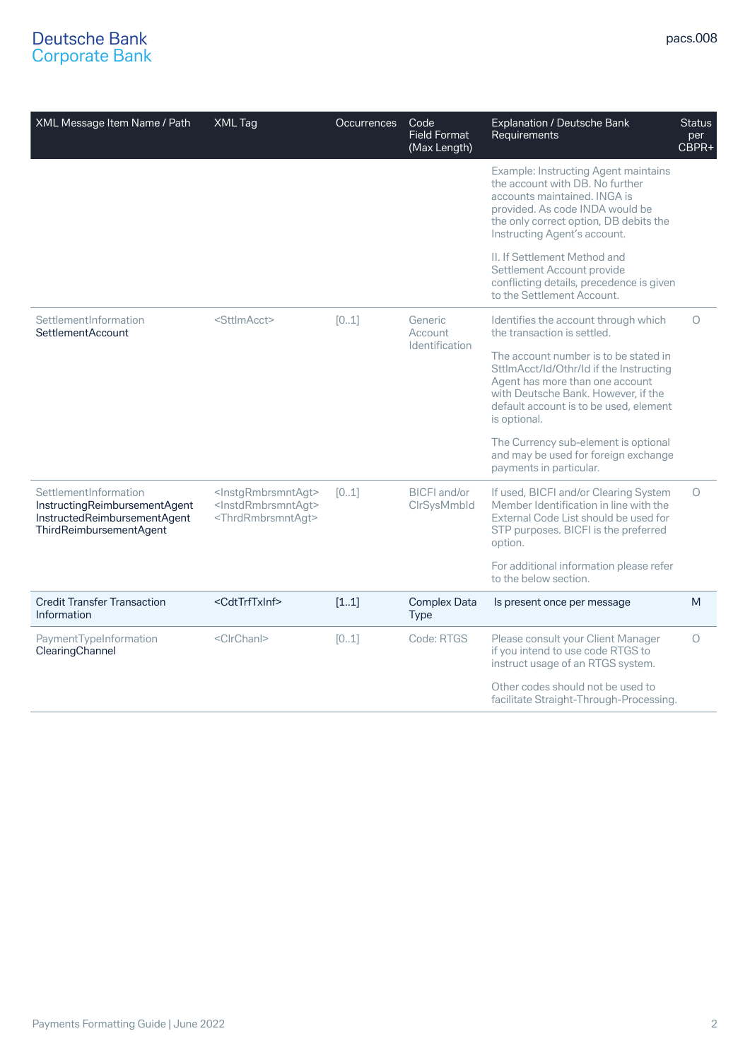| XML Message Item Name / Path | XML Tag | Occurrences | Code Field Format (Max Length) | Explanation / Deutsche Bank Requirements | Status per CBPR+ |
|---|---|---|---|---|---|
| | | | | Example: Instructing Agent maintains the account with DB. No further accounts maintained. INGA is provided. As code INDA would be the only correct option, DB debits the Instructing Agent's account.<br><br>II. If Settlement Method and Settlement Account provide conflicting details, precedence is given to the Settlement Account. | |
| SettlementInformation SettlementAccount | <SttlmAcct> | [0..1] | Generic Account Identification | Identifies the account through which the transaction is settled.<br><br>The account number is to be stated in SttlmAcct/Id/Othr/Id if the Instructing Agent has more than one account with Deutsche Bank. However, if the default account is to be used, element is optional.<br><br>The Currency sub-element is optional and may be used for foreign exchange payments in particular. | O |
| SettlementInformation InstructingReimbursementAgent InstructedReimbursementAgent ThirdReimbursementAgent | <InstgRmbrsmntAgt> <InstdRmbrsmntAgt> <ThrdRmbrsmntAgt> | [0..1] | BICFI and/or ClrSysMmbId | If used, BICFI and/or Clearing System Member Identification in line with the External Code List should be used for STP purposes. BICFI is the preferred option.<br><br>For additional information please refer to the below section. | O |
| Credit Transfer Transaction Information | <CdtTrfTxInf> | [1..1] | Complex Data Type | Is present once per message | M |
| PaymentTypeInformation ClearingChannel | <ClrChanl> | [0..1] | Code: RTGS | Please consult your Client Manager if you intend to use code RTGS to instruct usage of an RTGS system.<br><br>Other codes should not be used to facilitate Straight-Through-Processing. | O |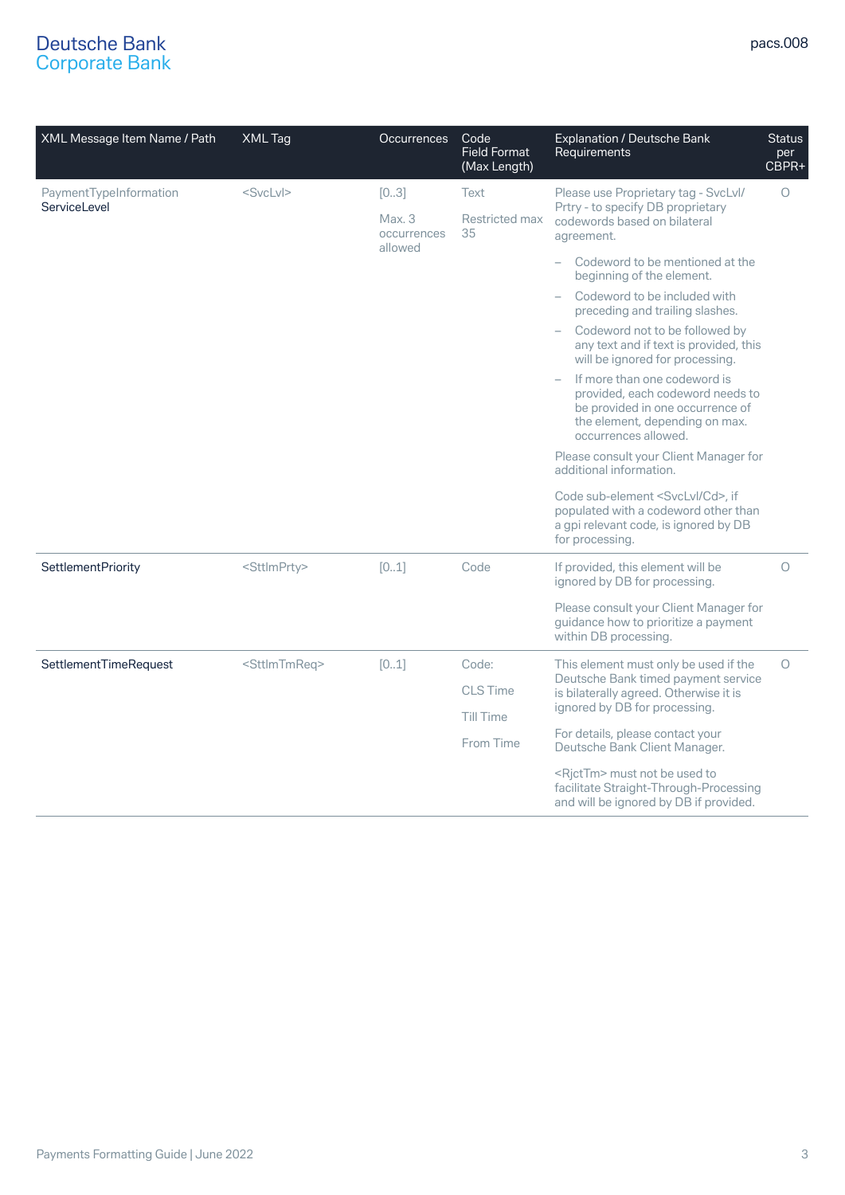| XML Message Item Name / Path | XML Tag | Occurrences | Code Field Format (Max Length) | Explanation / Deutsche Bank Requirements | Status per CBPR+ |
|---|---|---|---|---|---|
| PaymentTypeInformation ServiceLevel | <SvcLvl> | [0..3]<br>Max. 3 occurrences allowed | Text<br>Restricted max 35 | Please use Proprietary tag - SvcLvl/Prtry - to specify DB proprietary codewords based on bilateral agreement.<br>– Codeword to be mentioned at the beginning of the element.<br>– Codeword to be included with preceding and trailing slashes.<br>– Codeword not to be followed by any text and if text is provided, this will be ignored for processing.<br>– If more than one codeword is provided, each codeword needs to be provided in one occurrence of the element, depending on max. occurrences allowed.<br>Please consult your Client Manager for additional information.<br>Code sub-element <SvcLvl/Cd>, if populated with a codeword other than a gpi relevant code, is ignored by DB for processing. | O |
| SettlementPriority | <SttlmPrty> | [0..1] | Code | If provided, this element will be ignored by DB for processing.<br>Please consult your Client Manager for guidance how to prioritize a payment within DB processing. | O |
| SettlementTimeRequest | <SttlmTmReq> | [0..1] | Code:<br>CLS Time<br>Till Time<br>From Time | This element must only be used if the Deutsche Bank timed payment service is bilaterally agreed. Otherwise it is ignored by DB for processing.<br>For details, please contact your Deutsche Bank Client Manager.<br><RjctTm> must not be used to facilitate Straight-Through-Processing and will be ignored by DB if provided. | O |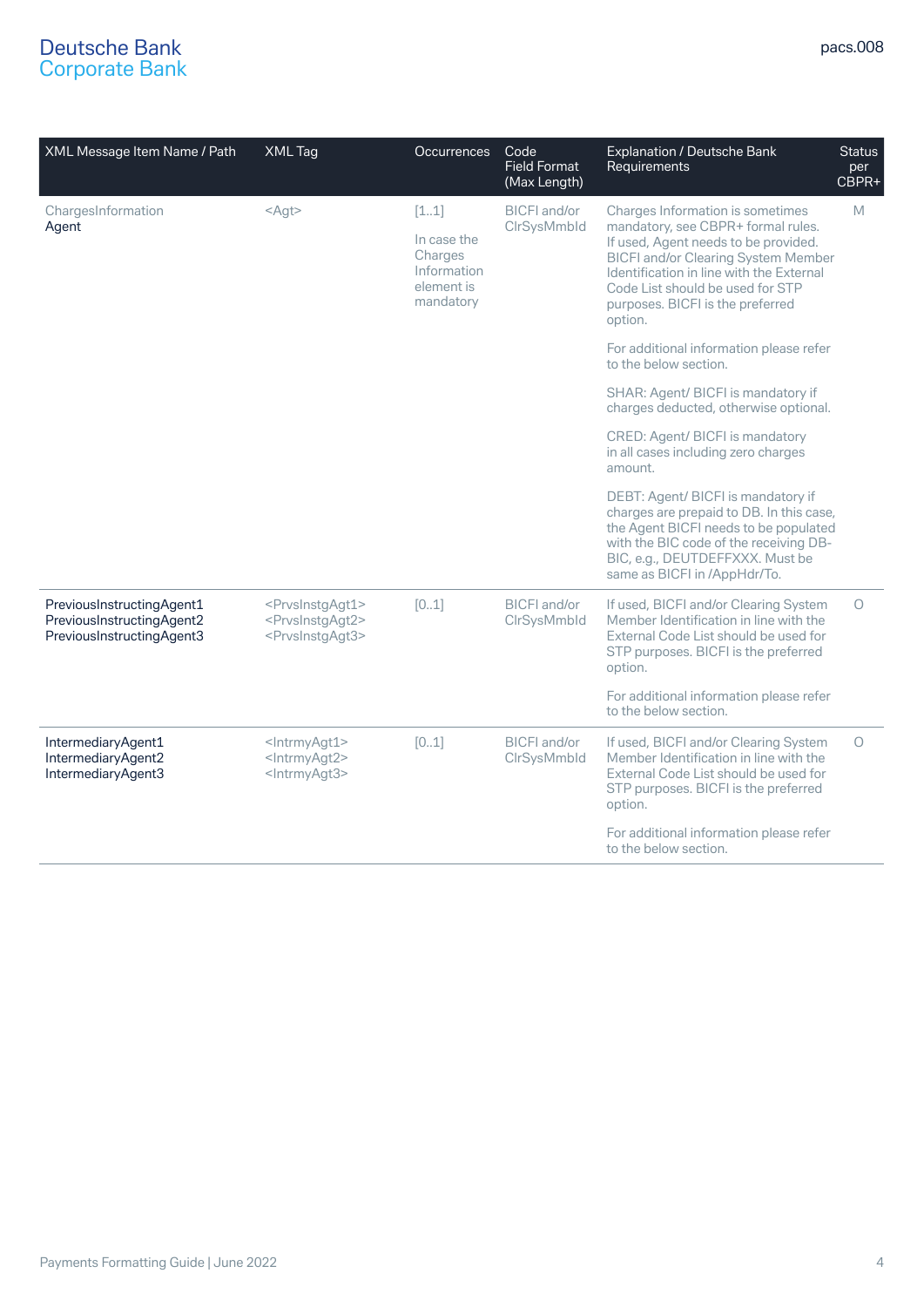| XML Message Item Name / Path | XML Tag | Occurrences | Code Field Format (Max Length) | Explanation / Deutsche Bank Requirements | Status per CBPR+ |
|---|---|---|---|---|---|
| ChargesInformation<br>Agent | <Agt> | [1..1]<br><br>In case the Charges Information element is mandatory | BICFI and/or ClrSysMmbId | Charges Information is sometimes mandatory, see CBPR+ formal rules. If used, Agent needs to be provided. BICFI and/or Clearing System Member Identification in line with the External Code List should be used for STP purposes. BICFI is the preferred option.<br><br>For additional information please refer to the below section.<br><br>SHAR: Agent/ BICFI is mandatory if charges deducted, otherwise optional.<br><br>CRED: Agent/ BICFI is mandatory in all cases including zero charges amount.<br><br>DEBT: Agent/ BICFI is mandatory if charges are prepaid to DB. In this case, the Agent BICFI needs to be populated with the BIC code of the receiving DB-BIC, e.g., DEUTDEFFXXX. Must be same as BICFI in /AppHdr/To. | M |
| PreviousInstructingAgent1<br>PreviousInstructingAgent2<br>PreviousInstructingAgent3 | <PrvsInstgAgt1><br><PrvsInstgAgt2><br><PrvsInstgAgt3> | [0..1] | BICFI and/or ClrSysMmbId | If used, BICFI and/or Clearing System Member Identification in line with the External Code List should be used for STP purposes. BICFI is the preferred option.<br><br>For additional information please refer to the below section. | O |
| IntermediaryAgent1<br>IntermediaryAgent2<br>IntermediaryAgent3 | <IntrmyAgt1><br><IntrmyAgt2><br><IntrmyAgt3> | [0..1] | BICFI and/or ClrSysMmbId | If used, BICFI and/or Clearing System Member Identification in line with the External Code List should be used for STP purposes. BICFI is the preferred option.<br><br>For additional information please refer to the below section. | O |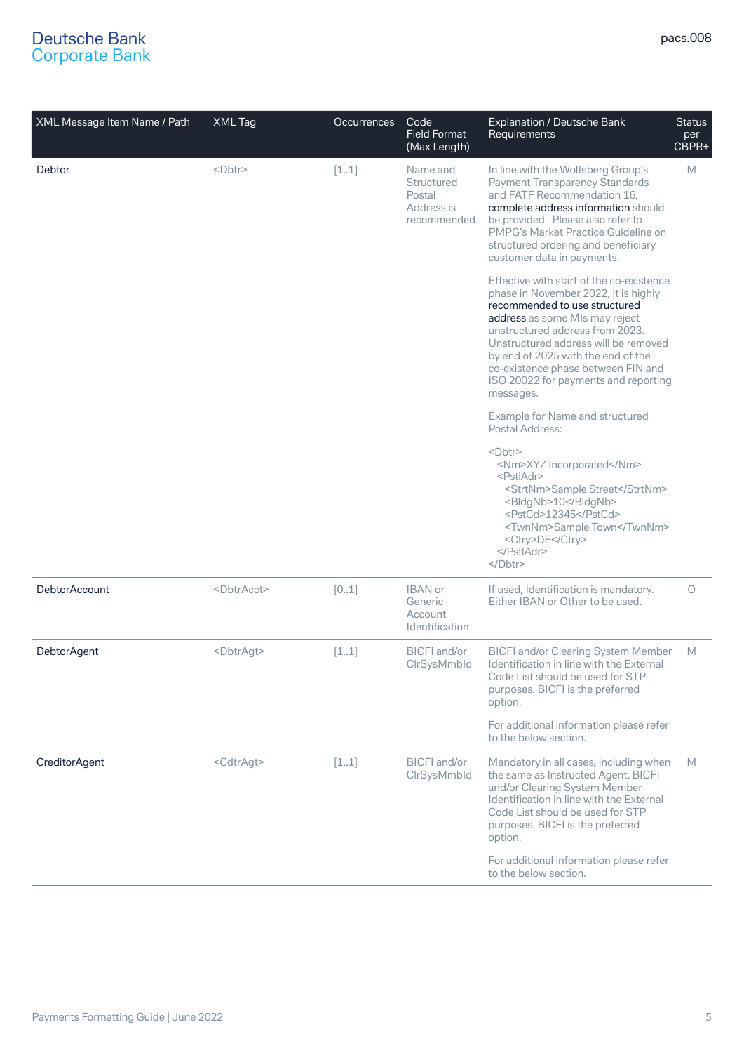| XML Message Item Name / Path | XML Tag | Occurrences | Code Field Format (Max Length) | Explanation / Deutsche Bank Requirements | Status per CBPR+ |
|---|---|---|---|---|---|
| Debtor | <Dbtr> | [1..1] | Name and Structured Postal Address is recommended | In line with the Wolfsberg Group's Payment Transparency Standards and FATF Recommendation 16, complete address information should be provided. Please also refer to PMPG's Market Practice Guideline on structured ordering and beneficiary customer data in payments.<br><br>Effective with start of the co-existence phase in November 2022, it is highly recommended to use structured address as some MIs may reject unstructured address from 2023. Unstructured address will be removed by end of 2025 with the end of the co-existence phase between FIN and ISO 20022 for payments and reporting messages.<br><br>Example for Name and structured Postal Address:<br><br><Dbtr><br>&nbsp;&nbsp;<Nm>XYZ Incorporated</Nm><br>&nbsp;&nbsp;<PstlAdr><br>&nbsp;&nbsp;&nbsp;&nbsp;<StrtNm>Sample Street</StrtNm><br>&nbsp;&nbsp;&nbsp;&nbsp;<BldgNb>10</BldgNb><br>&nbsp;&nbsp;&nbsp;&nbsp;<PstCd>12345</PstCd><br>&nbsp;&nbsp;&nbsp;&nbsp;<TwnNm>Sample Town</TwnNm><br>&nbsp;&nbsp;&nbsp;&nbsp;<Ctry>DE</Ctry><br>&nbsp;&nbsp;</PstlAdr><br></Dbtr> | M |
| DebtorAccount | <DbtrAcct> | [0..1] | IBAN or Generic Account Identification | If used, Identification is mandatory. Either IBAN or Other to be used. | O |
| DebtorAgent | <DbtrAgt> | [1..1] | BICFI and/or ClrSysMmbId | BICFI and/or Clearing System Member Identification in line with the External Code List should be used for STP purposes. BICFI is the preferred option.<br><br>For additional information please refer to the below section. | M |
| CreditorAgent | <CdtrAgt> | [1..1] | BICFI and/or ClrSysMmbId | Mandatory in all cases, including when the same as Instructed Agent. BICFI and/or Clearing System Member Identification in line with the External Code List should be used for STP purposes. BICFI is the preferred option.<br><br>For additional information please refer to the below section. | M |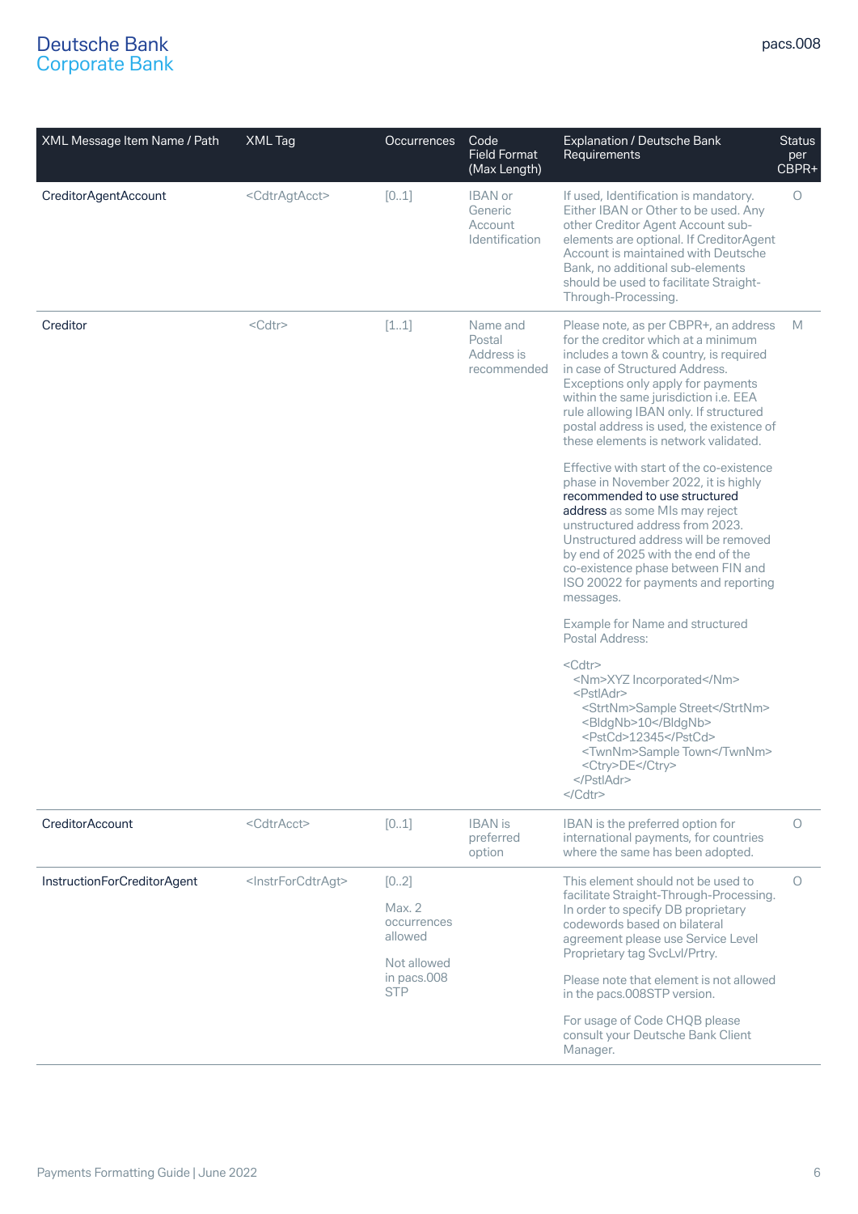| XML Message Item Name / Path | XML Tag | Occurrences | Code Field Format (Max Length) | Explanation / Deutsche Bank Requirements | Status per CBPR+ |
|---|---|---|---|---|---|
| CreditorAgentAccount | <CdtrAgtAcct> | [0..1] | IBAN or Generic Account Identification | If used, Identification is mandatory. Either IBAN or Other to be used. Any other Creditor Agent Account sub-elements are optional. If CreditorAgent Account is maintained with Deutsche Bank, no additional sub-elements should be used to facilitate Straight-Through-Processing. | O |
| Creditor | <Cdtr> | [1..1] | Name and Postal Address is recommended | Please note, as per CBPR+, an address for the creditor which at a minimum includes a town & country, is required in case of Structured Address. Exceptions only apply for payments within the same jurisdiction i.e. EEA rule allowing IBAN only. If structured postal address is used, the existence of these elements is network validated.<br><br>Effective with start of the co-existence phase in November 2022, it is highly recommended to use structured address as some MIs may reject unstructured address from 2023. Unstructured address will be removed by end of 2025 with the end of the co-existence phase between FIN and ISO 20022 for payments and reporting messages.<br><br>Example for Name and structured Postal Address:<br><br><Cdtr><br>&nbsp;&nbsp;<Nm>XYZ Incorporated</Nm><br>&nbsp;&nbsp;<PstlAdr><br>&nbsp;&nbsp;&nbsp;&nbsp;<StrtNm>Sample Street</StrtNm><br>&nbsp;&nbsp;&nbsp;&nbsp;<BldgNb>10</BldgNb><br>&nbsp;&nbsp;&nbsp;&nbsp;<PstCd>12345</PstCd><br>&nbsp;&nbsp;&nbsp;&nbsp;<TwnNm>Sample Town</TwnNm><br>&nbsp;&nbsp;&nbsp;&nbsp;<Ctry>DE</Ctry><br>&nbsp;&nbsp;</PstlAdr><br></Cdtr> | M |
| CreditorAccount | <CdtrAcct> | [0..1] | IBAN is preferred option | IBAN is the preferred option for international payments, for countries where the same has been adopted. | O |
| InstructionForCreditorAgent | <InstrForCdtrAgt> | [0..2]<br><br>Max. 2 occurrences allowed<br><br>Not allowed in pacs.008 STP | | This element should not be used to facilitate Straight-Through-Processing. In order to specify DB proprietary codewords based on bilateral agreement please use Service Level Proprietary tag SvcLvl/Prtry.<br><br>Please note that element is not allowed in the pacs.008STP version.<br><br>For usage of Code CHQB please consult your Deutsche Bank Client Manager. | O |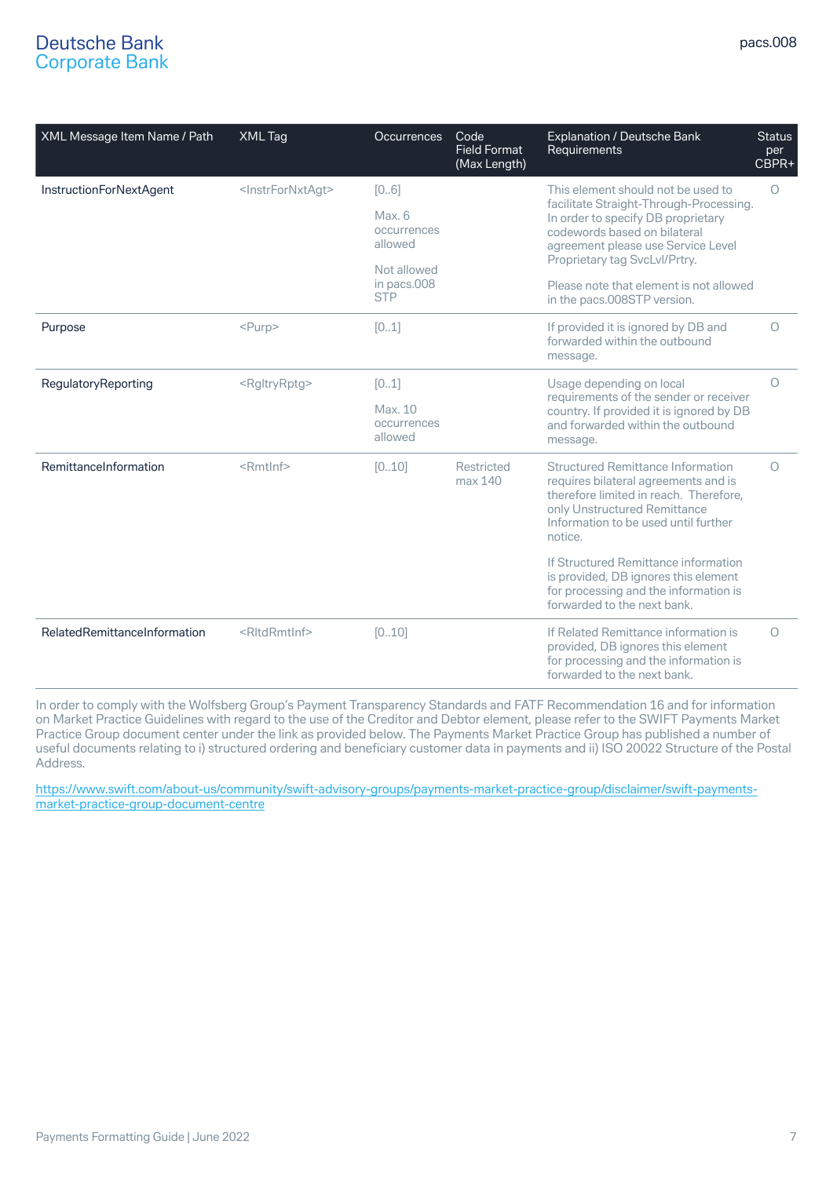| XML Message Item Name / Path | XML Tag | Occurrences | Code Field Format (Max Length) | Explanation / Deutsche Bank Requirements | Status per CBPR+ |
|---|---|---|---|---|---|
| InstructionForNextAgent | <InstrForNxtAgt> | [0..6]<br><br>Max. 6 occurrences allowed<br><br>Not allowed in pacs.008 STP | | This element should not be used to facilitate Straight-Through-Processing. In order to specify DB proprietary codewords based on bilateral agreement please use Service Level Proprietary tag SvcLvl/Prtry.<br><br>Please note that element is not allowed in the pacs.008STP version. | O |
| Purpose | <Purp> | [0..1] | | If provided it is ignored by DB and forwarded within the outbound message. | O |
| RegulatoryReporting | <RgltryRptg> | [0..1]<br><br>Max. 10 occurrences allowed | | Usage depending on local requirements of the sender or receiver country. If provided it is ignored by DB and forwarded within the outbound message. | O |
| RemittanceInformation | <RmtInf> | [0..10] | Restricted max 140 | Structured Remittance Information requires bilateral agreements and is therefore limited in reach. Therefore, only Unstructured Remittance Information to be used until further notice.<br><br>If Structured Remittance information is provided, DB ignores this element for processing and the information is forwarded to the next bank. | O |
| RelatedRemittanceInformation | <RltdRmtInf> | [0..10] | | If Related Remittance information is provided, DB ignores this element for processing and the information is forwarded to the next bank. | O |

In order to comply with the Wolfsberg Group's Payment Transparency Standards and FATF Recommendation 16 and for information on Market Practice Guidelines with regard to the use of the Creditor and Debtor element, please refer to the SWIFT Payments Market Practice Group document center under the link as provided below. The Payments Market Practice Group has published a number of useful documents relating to i) structured ordering and beneficiary customer data in payments and ii) ISO 20022 Structure of the Postal Address.

https://www.swift.com/about-us/community/swift-advisory-groups/payments-market-practice-group/disclaimer/swift-payments-market-practice-group-document-centre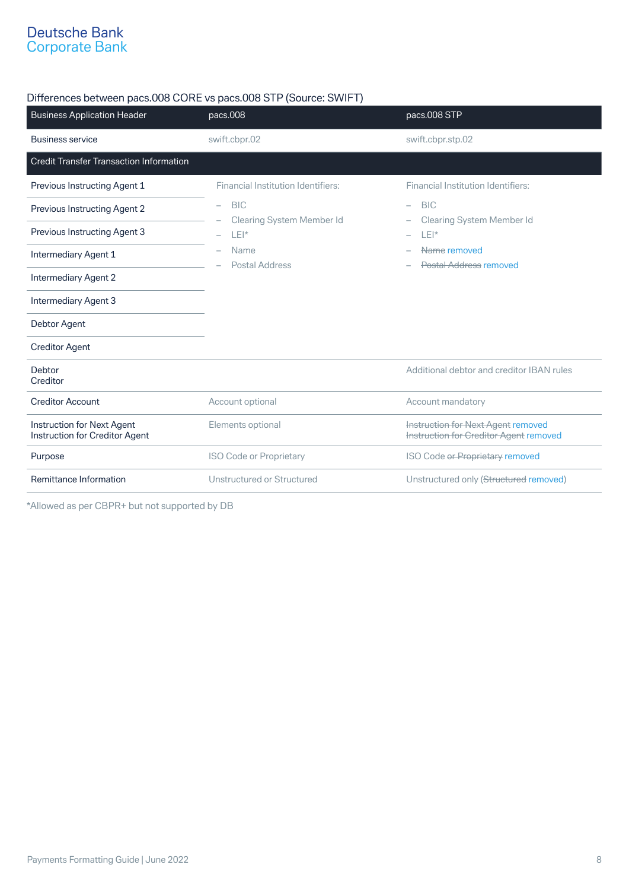## Differences between pacs.008 CORE vs pacs.008 STP (Source: SWIFT)

| Business Application Header | pacs.008 | pacs.008 STP |
|---|---|---|
| Business service | swift.cbpr.02 | swift.cbpr.stp.02 |
| **Credit Transfer Transaction Information** | | |
| Previous Instructing Agent 1<br>Previous Instructing Agent 2<br>Previous Instructing Agent 3<br>Intermediary Agent 1<br>Intermediary Agent 2<br>Intermediary Agent 3<br>Debtor Agent<br>Creditor Agent | Financial Institution Identifiers:<br>– BIC<br>– Clearing System Member Id<br>– LEI*<br>– Name<br>– Postal Address | Financial Institution Identifiers:<br>– BIC<br>– Clearing System Member Id<br>– LEI*<br>– ~~Name~~ removed<br>– ~~Postal Address~~ removed |
| Debtor<br>Creditor | | Additional debtor and creditor IBAN rules |
| Creditor Account | Account optional | Account mandatory |
| Instruction for Next Agent<br>Instruction for Creditor Agent | Elements optional | ~~Instruction for Next Agent~~ removed<br>~~Instruction for Creditor Agent~~ removed |
| Purpose | ISO Code or Proprietary | ISO Code ~~or Proprietary~~ removed |
| Remittance Information | Unstructured or Structured | Unstructured only (~~Structured~~ removed) |

*Allowed as per CBPR+ but not supported by DB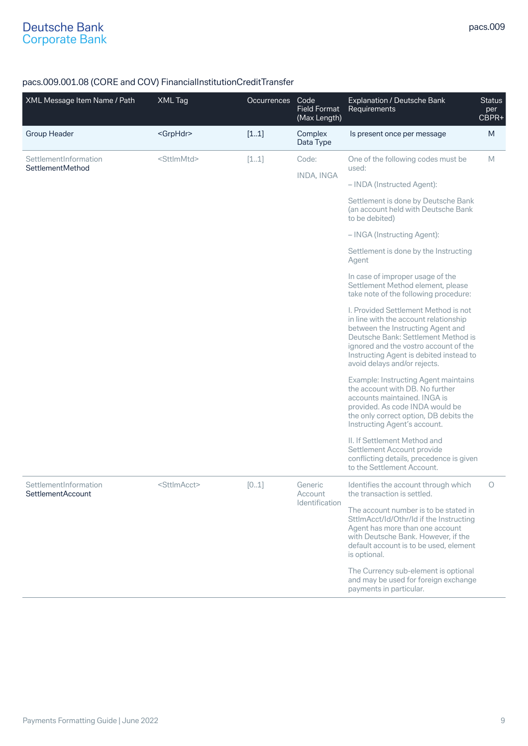## pacs.009.001.08 (CORE and COV) FinancialInstitutionCreditTransfer

| XML Message Item Name / Path | XML Tag | Occurrences | Code Field Format (Max Length) | Explanation / Deutsche Bank Requirements | Status per CBPR+ |
|---|---|---|---|---|---|
| Group Header | <GrpHdr> | [1..1] | Complex Data Type | Is present once per message | M |
| SettlementInformation SettlementMethod | <SttlmMtd> | [1..1] | Code:<br><br>INDA, INGA | One of the following codes must be used:<br><br>– INDA (Instructed Agent):<br><br>Settlement is done by Deutsche Bank (an account held with Deutsche Bank to be debited)<br><br>– INGA (Instructing Agent):<br><br>Settlement is done by the Instructing Agent<br><br>In case of improper usage of the Settlement Method element, please take note of the following procedure:<br><br>I. Provided Settlement Method is not in line with the account relationship between the Instructing Agent and Deutsche Bank: Settlement Method is ignored and the vostro account of the Instructing Agent is debited instead to avoid delays and/or rejects.<br><br>Example: Instructing Agent maintains the account with DB. No further accounts maintained. INGA is provided. As code INDA would be the only correct option, DB debits the Instructing Agent's account.<br><br>II. If Settlement Method and Settlement Account provide conflicting details, precedence is given to the Settlement Account. | M |
| SettlementInformation SettlementAccount | <SttlmAcct> | [0..1] | Generic Account Identification | Identifies the account through which the transaction is settled.<br><br>The account number is to be stated in SttlmAcct/Id/Othr/Id if the Instructing Agent has more than one account with Deutsche Bank. However, if the default account is to be used, element is optional.<br><br>The Currency sub-element is optional and may be used for foreign exchange payments in particular. | O |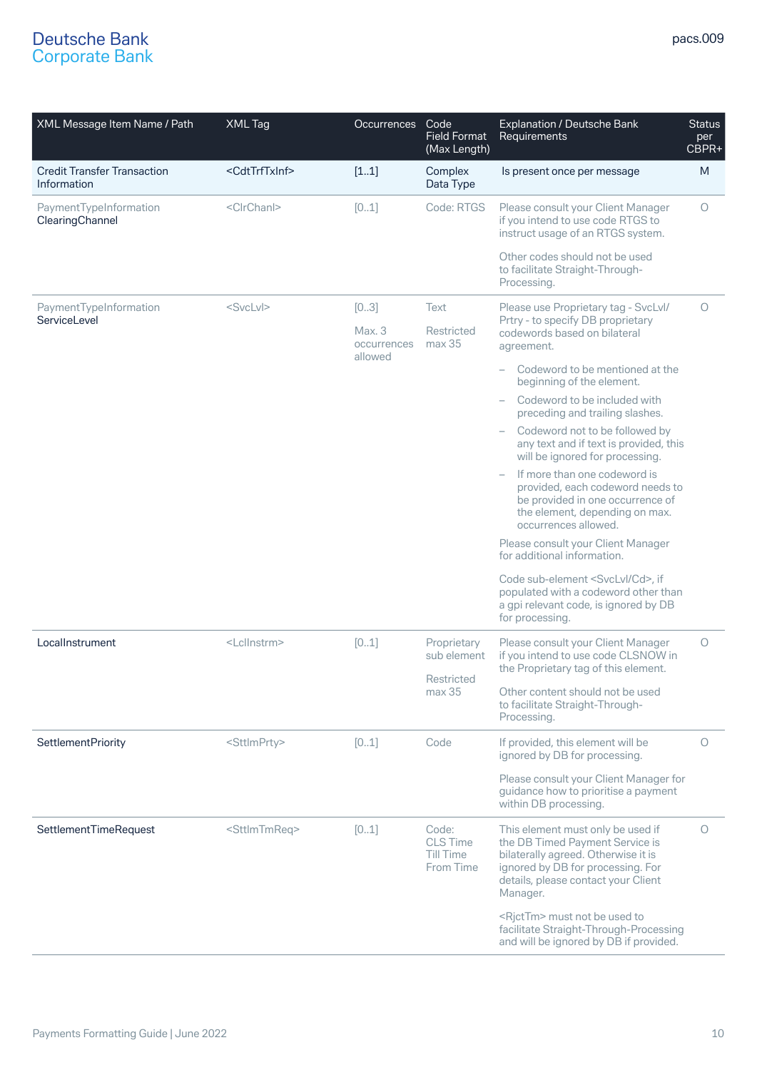| XML Message Item Name / Path | XML Tag | Occurrences | Code Field Format (Max Length) | Explanation / Deutsche Bank Requirements | Status per CBPR+ |
|---|---|---|---|---|---|
| Credit Transfer Transaction Information | <CdtTrfTxInf> | [1..1] | Complex Data Type | Is present once per message | M |
| PaymentTypeInformation ClearingChannel | <ClrChanl> | [0..1] | Code: RTGS | Please consult your Client Manager if you intend to use code RTGS to instruct usage of an RTGS system.<br><br>Other codes should not be used to facilitate Straight-Through-Processing. | O |
| PaymentTypeInformation ServiceLevel | <SvcLvl> | [0..3]<br><br>Max. 3 occurrences allowed | Text<br><br>Restricted max 35 | Please use Proprietary tag - SvcLvl/Prtry - to specify DB proprietary codewords based on bilateral agreement.<br>– Codeword to be mentioned at the beginning of the element.<br>– Codeword to be included with preceding and trailing slashes.<br>– Codeword not to be followed by any text and if text is provided, this will be ignored for processing.<br>– If more than one codeword is provided, each codeword needs to be provided in one occurrence of the element, depending on max. occurrences allowed.<br><br>Please consult your Client Manager for additional information.<br><br>Code sub-element <SvcLvl/Cd>, if populated with a codeword other than a gpi relevant code, is ignored by DB for processing. | O |
| LocalInstrument | <LclInstrm> | [0..1] | Proprietary sub element<br><br>Restricted max 35 | Please consult your Client Manager if you intend to use code CLSNOW in the Proprietary tag of this element.<br><br>Other content should not be used to facilitate Straight-Through-Processing. | O |
| SettlementPriority | <SttlmPrty> | [0..1] | Code | If provided, this element will be ignored by DB for processing.<br><br>Please consult your Client Manager for guidance how to prioritise a payment within DB processing. | O |
| SettlementTimeRequest | <SttlmTmReq> | [0..1] | Code: CLS Time Till Time From Time | This element must only be used if the DB Timed Payment Service is bilaterally agreed. Otherwise it is ignored by DB for processing. For details, please contact your Client Manager.<br><br><RjctTm> must not be used to facilitate Straight-Through-Processing and will be ignored by DB if provided. | O |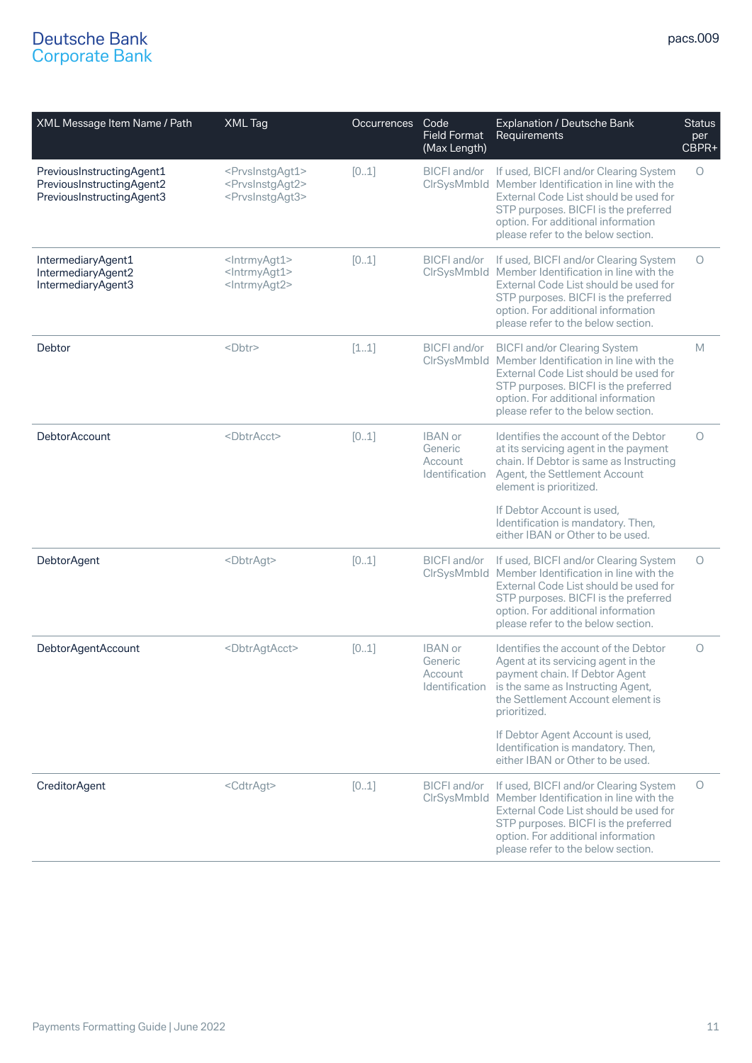| XML Message Item Name / Path | XML Tag | Occurrences | Code Field Format (Max Length) | Explanation / Deutsche Bank Requirements | Status per CBPR+ |
|---|---|---|---|---|---|
| PreviousInstructingAgent1<br>PreviousInstructingAgent2<br>PreviousInstructingAgent3 | <PrvsInstgAgt1><br><PrvsInstgAgt2><br><PrvsInstgAgt3> | [0..1] | BICFI and/or ClrSysMmbId | If used, BICFI and/or Clearing System Member Identification in line with the External Code List should be used for STP purposes. BICFI is the preferred option. For additional information please refer to the below section. | O |
| IntermediaryAgent1<br>IntermediaryAgent2<br>IntermediaryAgent3 | <IntrmyAgt1><br><IntrmyAgt1><br><IntrmyAgt2> | [0..1] | BICFI and/or ClrSysMmbId | If used, BICFI and/or Clearing System Member Identification in line with the External Code List should be used for STP purposes. BICFI is the preferred option. For additional information please refer to the below section. | O |
| Debtor | <Dbtr> | [1..1] | BICFI and/or ClrSysMmbId | BICFI and/or Clearing System Member Identification in line with the External Code List should be used for STP purposes. BICFI is the preferred option. For additional information please refer to the below section. | M |
| DebtorAccount | <DbtrAcct> | [0..1] | IBAN or Generic Account Identification | Identifies the account of the Debtor at its servicing agent in the payment chain. If Debtor is same as Instructing Agent, the Settlement Account element is prioritized.<br><br>If Debtor Account is used, Identification is mandatory. Then, either IBAN or Other to be used. | O |
| DebtorAgent | <DbtrAgt> | [0..1] | BICFI and/or ClrSysMmbId | If used, BICFI and/or Clearing System Member Identification in line with the External Code List should be used for STP purposes. BICFI is the preferred option. For additional information please refer to the below section. | O |
| DebtorAgentAccount | <DbtrAgtAcct> | [0..1] | IBAN or Generic Account Identification | Identifies the account of the Debtor Agent at its servicing agent in the payment chain. If Debtor Agent is the same as Instructing Agent, the Settlement Account element is prioritized.<br><br>If Debtor Agent Account is used, Identification is mandatory. Then, either IBAN or Other to be used. | O |
| CreditorAgent | <CdtrAgt> | [0..1] | BICFI and/or ClrSysMmbId | If used, BICFI and/or Clearing System Member Identification in line with the External Code List should be used for STP purposes. BICFI is the preferred option. For additional information please refer to the below section. | O |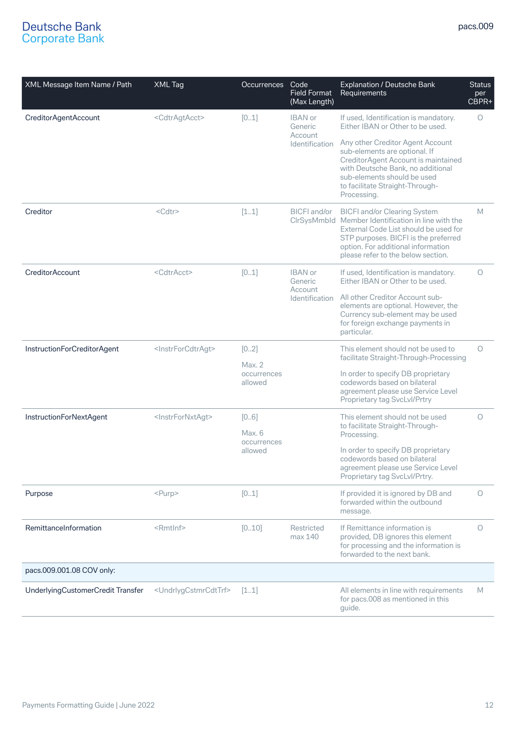| XML Message Item Name / Path | XML Tag | Occurrences | Code Field Format (Max Length) | Explanation / Deutsche Bank Requirements | Status per CBPR+ |
|---|---|---|---|---|---|
| CreditorAgentAccount | <CdtrAgtAcct> | [0..1] | IBAN or Generic Account Identification | If used, Identification is mandatory. Either IBAN or Other to be used.<br><br>Any other Creditor Agent Account sub-elements are optional. If CreditorAgent Account is maintained with Deutsche Bank, no additional sub-elements should be used to facilitate Straight-Through-Processing. | O |
| Creditor | <Cdtr> | [1..1] | BICFI and/or ClrSysMmbId | BICFI and/or Clearing System Member Identification in line with the External Code List should be used for STP purposes. BICFI is the preferred option. For additional information please refer to the below section. | M |
| CreditorAccount | <CdtrAcct> | [0..1] | IBAN or Generic Account Identification | If used, Identification is mandatory. Either IBAN or Other to be used.<br><br>All other Creditor Account sub-elements are optional. However, the Currency sub-element may be used for foreign exchange payments in particular. | O |
| InstructionForCreditorAgent | <InstrForCdtrAgt> | [0..2]<br><br>Max. 2 occurrences allowed | | This element should not be used to facilitate Straight-Through-Processing<br><br>In order to specify DB proprietary codewords based on bilateral agreement please use Service Level Proprietary tag SvcLvl/Prtry | O |
| InstructionForNextAgent | <InstrForNxtAgt> | [0..6]<br><br>Max. 6 occurrences allowed | | This element should not be used to facilitate Straight-Through-Processing.<br><br>In order to specify DB proprietary codewords based on bilateral agreement please use Service Level Proprietary tag SvcLvl/Prtry. | O |
| Purpose | <Purp> | [0..1] | | If provided it is ignored by DB and forwarded within the outbound message. | O |
| RemittanceInformation | <RmtInf> | [0..10] | Restricted max 140 | If Remittance information is provided, DB ignores this element for processing and the information is forwarded to the next bank. | O |
| pacs.009.001.08 COV only: | | | | | |
| UnderlyingCustomerCredit Transfer | <UndrlygCstmrCdtTrf> | [1..1] | | All elements in line with requirements for pacs.008 as mentioned in this guide. | M |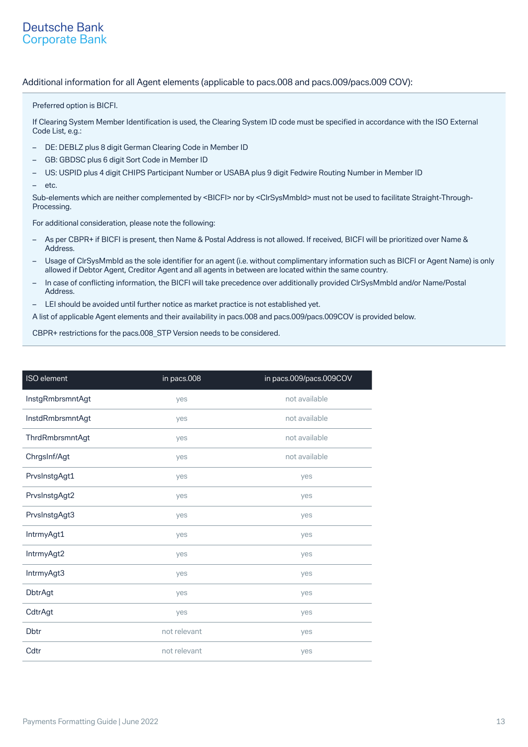### Additional information for all Agent elements (applicable to pacs.008 and pacs.009/pacs.009 COV):

Preferred option is BICFI.

If Clearing System Member Identification is used, the Clearing System ID code must be specified in accordance with the ISO External Code List, e.g.:

- DE: DEBLZ plus 8 digit German Clearing Code in Member ID
- GB: GBDSC plus 6 digit Sort Code in Member ID
- US: USPID plus 4 digit CHIPS Participant Number or USABA plus 9 digit Fedwire Routing Number in Member ID
- etc.

Sub-elements which are neither complemented by <BICFI> nor by <ClrSysMmbId> must not be used to facilitate Straight-Through-Processing.

For additional consideration, please note the following:

- As per CBPR+ if BICFI is present, then Name & Postal Address is not allowed. If received, BICFI will be prioritized over Name & Address.
- Usage of ClrSysMmbId as the sole identifier for an agent (i.e. without complimentary information such as BICFI or Agent Name) is only allowed if Debtor Agent, Creditor Agent and all agents in between are located within the same country.
- In case of conflicting information, the BICFI will take precedence over additionally provided ClrSysMmbId and/or Name/Postal Address.
- LEI should be avoided until further notice as market practice is not established yet.

A list of applicable Agent elements and their availability in pacs.008 and pacs.009/pacs.009COV is provided below.

CBPR+ restrictions for the pacs.008_STP Version needs to be considered.

| ISO element | in pacs.008 | in pacs.009/pacs.009COV |
|---|---|---|
| InstgRmbrsmntAgt | yes | not available |
| InstdRmbrsmntAgt | yes | not available |
| ThrdRmbrsmntAgt | yes | not available |
| ChrgsInf/Agt | yes | not available |
| PrvsInstgAgt1 | yes | yes |
| PrvsInstgAgt2 | yes | yes |
| PrvsInstgAgt3 | yes | yes |
| IntrmyAgt1 | yes | yes |
| IntrmyAgt2 | yes | yes |
| IntrmyAgt3 | yes | yes |
| DbtrAgt | yes | yes |
| CdtrAgt | yes | yes |
| Dbtr | not relevant | yes |
| Cdtr | not relevant | yes |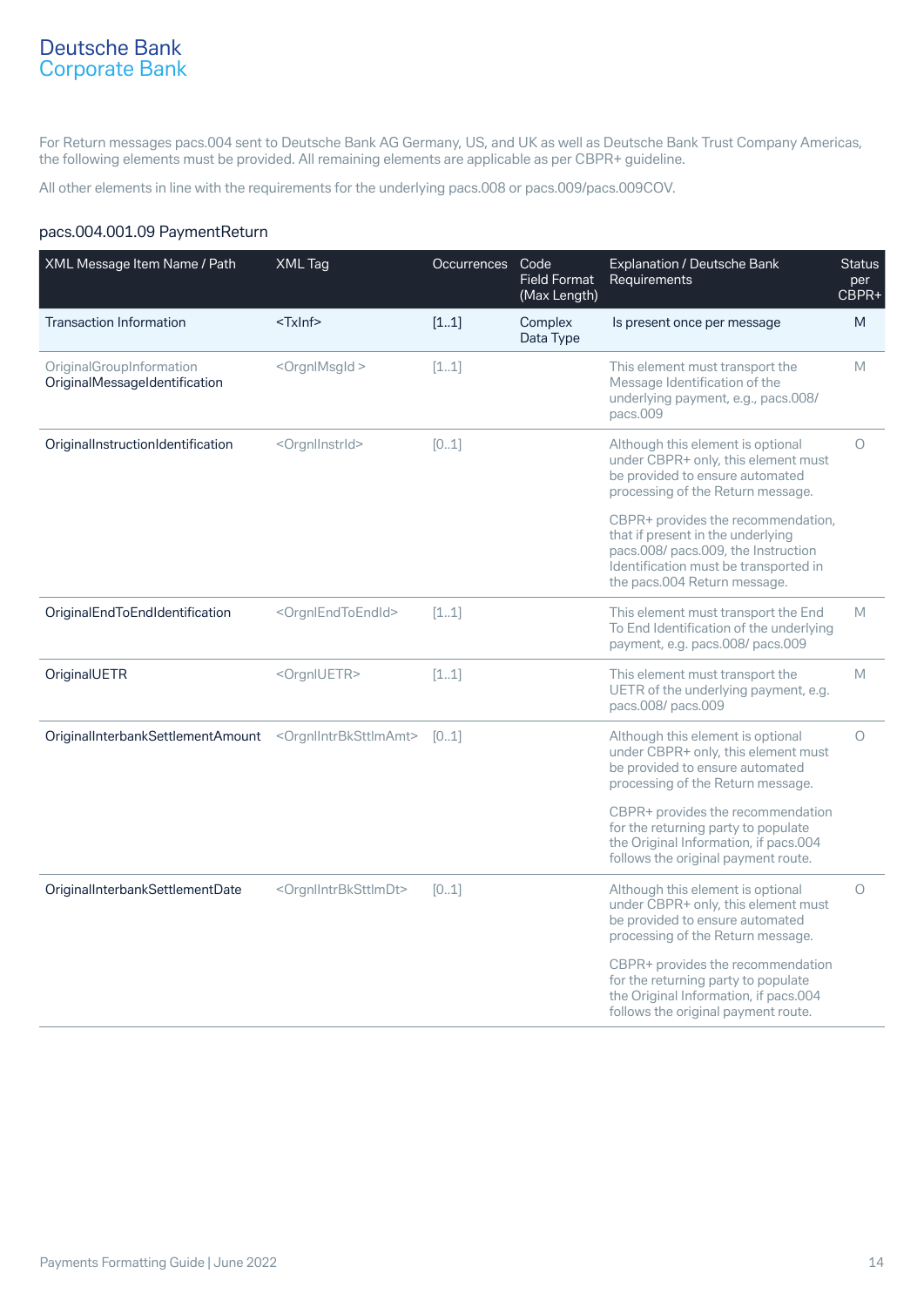For Return messages pacs.004 sent to Deutsche Bank AG Germany, US, and UK as well as Deutsche Bank Trust Company Americas, the following elements must be provided. All remaining elements are applicable as per CBPR+ guideline.

All other elements in line with the requirements for the underlying pacs.008 or pacs.009/pacs.009COV.

### pacs.004.001.09 PaymentReturn

| XML Message Item Name / Path | XML Tag | Occurrences | Code Field Format (Max Length) | Explanation / Deutsche Bank Requirements | Status per CBPR+ |
|---|---|---|---|---|---|
| Transaction Information | <TxInf> | [1..1] | Complex Data Type | Is present once per message | M |
| OriginalGroupInformation OriginalMessageIdentification | <OrgnlMsgId > | [1..1] | | This element must transport the Message Identification of the underlying payment, e.g., pacs.008/ pacs.009 | M |
| OriginalInstructionIdentification | <OrgnlInstrId> | [0..1] | | Although this element is optional under CBPR+ only, this element must be provided to ensure automated processing of the Return message.<br><br>CBPR+ provides the recommendation, that if present in the underlying pacs.008/ pacs.009, the Instruction Identification must be transported in the pacs.004 Return message. | O |
| OriginalEndToEndIdentification | <OrgnlEndToEndId> | [1..1] | | This element must transport the End To End Identification of the underlying payment, e.g. pacs.008/ pacs.009 | M |
| OriginalUETR | <OrgnlUETR> | [1..1] | | This element must transport the UETR of the underlying payment, e.g. pacs.008/ pacs.009 | M |
| OriginalInterbankSettlementAmount | <OrgnlIntrBkSttlmAmt> | [0..1] | | Although this element is optional under CBPR+ only, this element must be provided to ensure automated processing of the Return message.<br><br>CBPR+ provides the recommendation for the returning party to populate the Original Information, if pacs.004 follows the original payment route. | O |
| OriginalInterbankSettlementDate | <OrgnlIntrBkSttlmDt> | [0..1] | | Although this element is optional under CBPR+ only, this element must be provided to ensure automated processing of the Return message.<br><br>CBPR+ provides the recommendation for the returning party to populate the Original Information, if pacs.004 follows the original payment route. | O |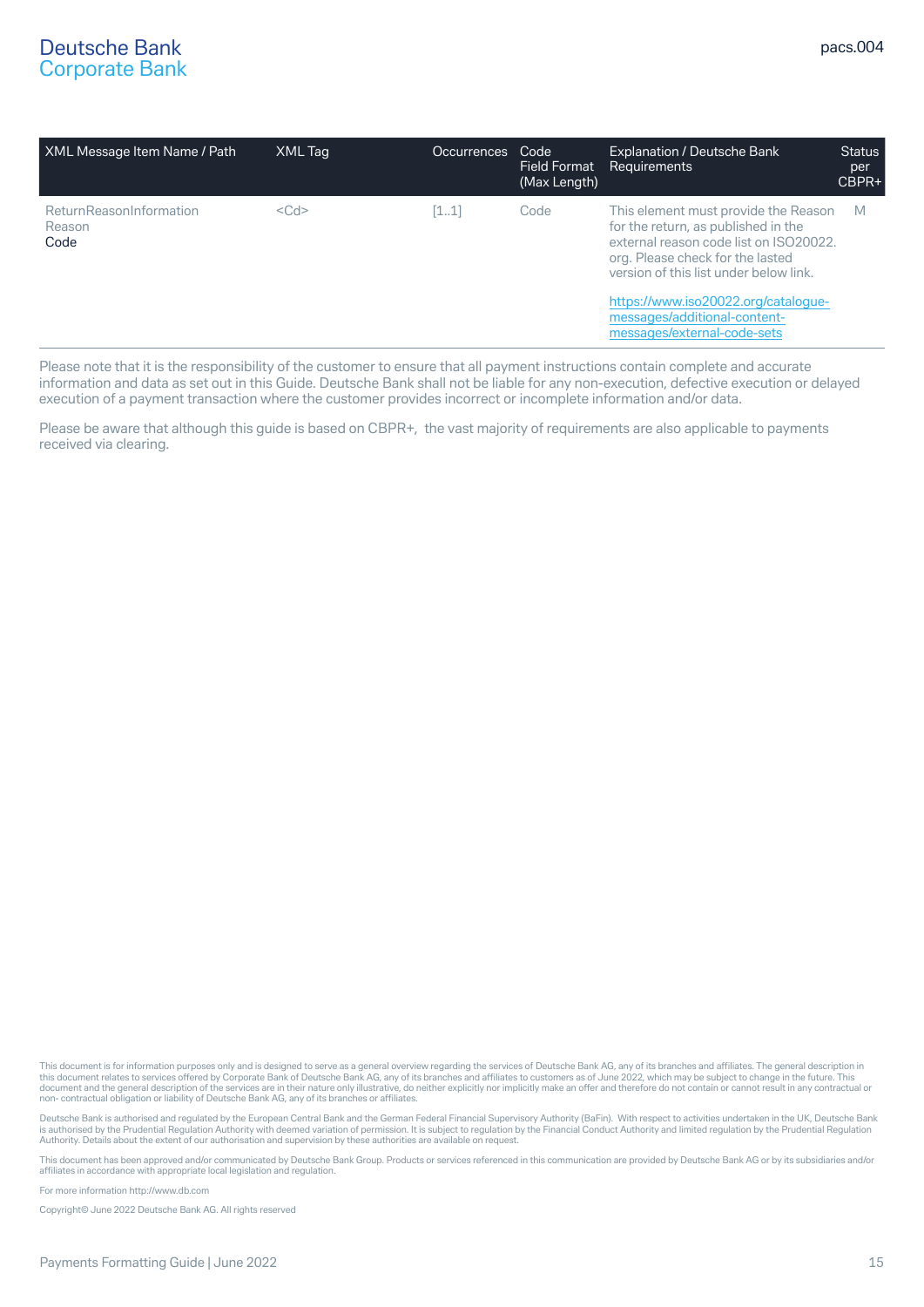| XML Message Item Name / Path | XML Tag | Occurrences | Code Field Format (Max Length) | Explanation / Deutsche Bank Requirements | Status per CBPR+ |
|---|---|---|---|---|---|
| ReturnReasonInformation Reason Code | <Cd> | [1..1] | Code | This element must provide the Reason for the return, as published in the external reason code list on ISO20022. org. Please check for the lasted version of this list under below link. https://www.iso20022.org/catalogue-messages/additional-content-messages/external-code-sets | M |

Please note that it is the responsibility of the customer to ensure that all payment instructions contain complete and accurate information and data as set out in this Guide. Deutsche Bank shall not be liable for any non-execution, defective execution or delayed execution of a payment transaction where the customer provides incorrect or incomplete information and/or data.

Please be aware that although this guide is based on CBPR+, the vast majority of requirements are also applicable to payments received via clearing.

This document is for information purposes only and is designed to serve as a general overview regarding the services of Deutsche Bank AG, any of its branches and affiliates. The general description in this document relates to services offered by Corporate Bank of Deutsche Bank AG, any of its branches and affiliates to customers as of June 2022, which may be subject to change in the future. This document and the general description of the services are in their nature only illustrative, do neither explicitly nor implicitly make an offer and therefore do not contain or cannot result in any contractual or non- contractual obligation or liability of Deutsche Bank AG, any of its branches or affiliates.

Deutsche Bank is authorised and regulated by the European Central Bank and the German Federal Financial Supervisory Authority (BaFin). With respect to activities undertaken in the UK, Deutsche Bank is authorised by the Prudential Regulation Authority with deemed variation of permission. It is subject to regulation by the Financial Conduct Authority and limited regulation by the Prudential Regulation Authority. Details about the extent of our authorisation and supervision by these authorities are available on request.

This document has been approved and/or communicated by Deutsche Bank Group. Products or services referenced in this communication are provided by Deutsche Bank AG or by its subsidiaries and/or affiliates in accordance with appropriate local legislation and regulation.

For more information http://www.db.com

Copyright© June 2022 Deutsche Bank AG. All rights reserved